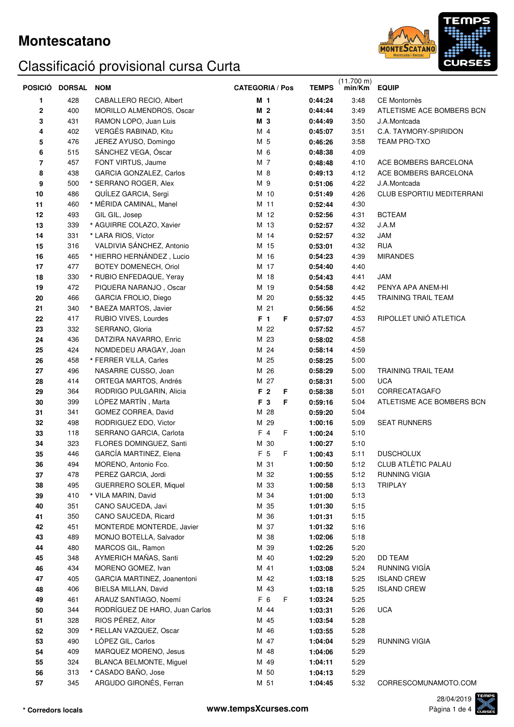# Montescatano

## Classificació provisional cursa Curta

| POSICIÓ | DORSAL | NOM | CATEGORIA / Pos | | TEMPS | (11.700 m) min/Km | EQUIP |
|---|---|---|---|---|---|---|---|
| 1 | 428 | CABALLERO RECIO, Albert | **M 1** | | **0:44:24** | 3:48 | CE Montornès |
| 2 | 400 | MORILLO ALMENDROS, Oscar | **M 2** | | **0:44:44** | 3:49 | ATLETISME ACE BOMBERS BCN |
| 3 | 431 | RAMON LOPO, Juan Luis | **M 3** | | **0:44:49** | 3:50 | J.A.Montcada |
| 4 | 402 | VERGÉS RABINAD, Kitu | M 4 | | **0:45:07** | 3:51 | C.A. TAYMORY-SPIRIDON |
| 5 | 476 | JEREZ AYUSO, Domingo | M 5 | | **0:46:26** | 3:58 | TEAM PRO-TXO |
| 6 | 515 | SÁNCHEZ VEGA, Óscar | M 6 | | **0:48:38** | 4:09 | |
| 7 | 457 | FONT VIRTUS, Jaume | M 7 | | **0:48:48** | 4:10 | ACE BOMBERS BARCELONA |
| 8 | 438 | GARCIA GONZALEZ, Carlos | M 8 | | **0:49:13** | 4:12 | ACE BOMBERS BARCELONA |
| 9 | 500 | * SERRANO ROGER, Alex | M 9 | | **0:51:06** | 4:22 | J.A.Montcada |
| 10 | 486 | QUÍLEZ GARCIA, Sergi | M 10 | | **0:51:49** | 4:26 | CLUB ESPORTIU MEDITERRANI |
| 11 | 460 | * MÉRIDA CAMINAL, Manel | M 11 | | **0:52:44** | 4:30 | |
| 12 | 493 | GIL GIL, Josep | M 12 | | **0:52:56** | 4:31 | BCTEAM |
| 13 | 339 | * AGUIRRE COLAZO, Xavier | M 13 | | **0:52:57** | 4:32 | J.A.M |
| 14 | 331 | * LARA RIOS, Víctor | M 14 | | **0:52:57** | 4:32 | JAM |
| 15 | 316 | VALDIVIA SÁNCHEZ, Antonio | M 15 | | **0:53:01** | 4:32 | RUA |
| 16 | 465 | * HIERRO HERNÁNDEZ , Lucio | M 16 | | **0:54:23** | 4:39 | MIRANDES |
| 17 | 477 | BOTEY DOMENECH, Oriol | M 17 | | **0:54:40** | 4:40 | |
| 18 | 330 | * RUBIO ENFEDAQUE, Yeray | M 18 | | **0:54:43** | 4:41 | JAM |
| 19 | 472 | PIQUERA NARANJO , Oscar | M 19 | | **0:54:58** | 4:42 | PENYA APA ANEM-HI |
| 20 | 466 | GARCIA FROLIO, Diego | M 20 | | **0:55:32** | 4:45 | TRAINING TRAIL TEAM |
| 21 | 340 | * BAEZA MARTOS, Javier | M 21 | | **0:56:56** | 4:52 | |
| 22 | 417 | RUBIO VIVES, Lourdes | **F 1** | F | **0:57:07** | 4:53 | RIPOLLET UNIÓ ATLETICA |
| 23 | 332 | SERRANO, Gloria | M 22 | | **0:57:52** | 4:57 | |
| 24 | 436 | DATZIRA NAVARRO, Enric | M 23 | | **0:58:02** | 4:58 | |
| 25 | 424 | NOMDEDEU ARAGAY, Joan | M 24 | | **0:58:14** | 4:59 | |
| 26 | 458 | * FERRER VILLA, Carles | M 25 | | **0:58:25** | 5:00 | |
| 27 | 496 | NASARRE CUSSO, Joan | M 26 | | **0:58:29** | 5:00 | TRAINING TRAIL TEAM |
| 28 | 414 | ORTEGA MARTOS, Andrés | M 27 | | **0:58:31** | 5:00 | UCA |
| 29 | 364 | RODRIGO PULGARIN, Alicia | **F 2** | F | **0:58:38** | 5:01 | CORRECATAGAFO |
| 30 | 399 | LÓPEZ MARTÍN , Marta | **F 3** | F | **0:59:16** | 5:04 | ATLETISME ACE BOMBERS BCN |
| 31 | 341 | GOMEZ CORREA, David | M 28 | | **0:59:20** | 5:04 | |
| 32 | 498 | RODRIGUEZ EDO, Victor | M 29 | | **1:00:16** | 5:09 | SEAT RUNNERS |
| 33 | 118 | SERRANO GARCIA, Carlota | F 4 | F | **1:00:24** | 5:10 | |
| 34 | 323 | FLORES DOMINGUEZ, Santi | M 30 | | **1:00:27** | 5:10 | |
| 35 | 446 | GARCÍA MARTINEZ, Elena | F 5 | F | **1:00:43** | 5:11 | DUSCHOLUX |
| 36 | 494 | MORENO, Antonio Fco. | M 31 | | **1:00:50** | 5:12 | CLUB ATLÈTIC PALAU |
| 37 | 478 | PEREZ GARCIA, Jordi | M 32 | | **1:00:55** | 5:12 | RUNNING VIGIA |
| 38 | 495 | GUERRERO SOLER, Miquel | M 33 | | **1:00:58** | 5:13 | TRIPLAY |
| 39 | 410 | * VILA MARIN, David | M 34 | | **1:01:00** | 5:13 | |
| 40 | 351 | CANO SAUCEDA, Javi | M 35 | | **1:01:30** | 5:15 | |
| 41 | 350 | CANO SAUCEDA, Ricard | M 36 | | **1:01:31** | 5:15 | |
| 42 | 451 | MONTERDE MONTERDE, Javier | M 37 | | **1:01:32** | 5:16 | |
| 43 | 489 | MONJO BOTELLA, Salvador | M 38 | | **1:02:06** | 5:18 | |
| 44 | 480 | MARCOS GIL, Ramon | M 39 | | **1:02:26** | 5:20 | |
| 45 | 348 | AYMERICH MAÑAS, Santi | M 40 | | **1:02:29** | 5:20 | DD TEAM |
| 46 | 434 | MORENO GOMEZ, Ivan | M 41 | | **1:03:08** | 5:24 | RUNNING VIGÍA |
| 47 | 405 | GARCIA MARTINEZ, Joanentoni | M 42 | | **1:03:18** | 5:25 | ISLAND CREW |
| 48 | 406 | BIELSA MILLAN, David | M 43 | | **1:03:18** | 5:25 | ISLAND CREW |
| 49 | 461 | ARAUZ SANTIAGO, Noemí | F 6 | F | **1:03:24** | 5:25 | |
| 50 | 344 | RODRÍGUEZ DE HARO, Juan Carlos | M 44 | | **1:03:31** | 5:26 | UCA |
| 51 | 328 | RIOS PÉREZ, Aitor | M 45 | | **1:03:54** | 5:28 | |
| 52 | 309 | * RELLAN VAZQUEZ, Oscar | M 46 | | **1:03:55** | 5:28 | |
| 53 | 490 | LÓPEZ GIL, Carlos | M 47 | | **1:04:04** | 5:29 | RUNNING VIGIA |
| 54 | 409 | MARQUEZ MORENO, Jesus | M 48 | | **1:04:06** | 5:29 | |
| 55 | 324 | BLANCA BELMONTE, Miguel | M 49 | | **1:04:11** | 5:29 | |
| 56 | 313 | * CASADO BAÑO, Jose | M 50 | | **1:04:13** | 5:29 | |
| 57 | 345 | ARGUDO GIRONÉS, Ferran | M 51 | | **1:04:45** | 5:32 | CORRESCOMUNAMOTO.COM |

**\* Corredors locals**

**www.tempsXcurses.com**

28/04/2019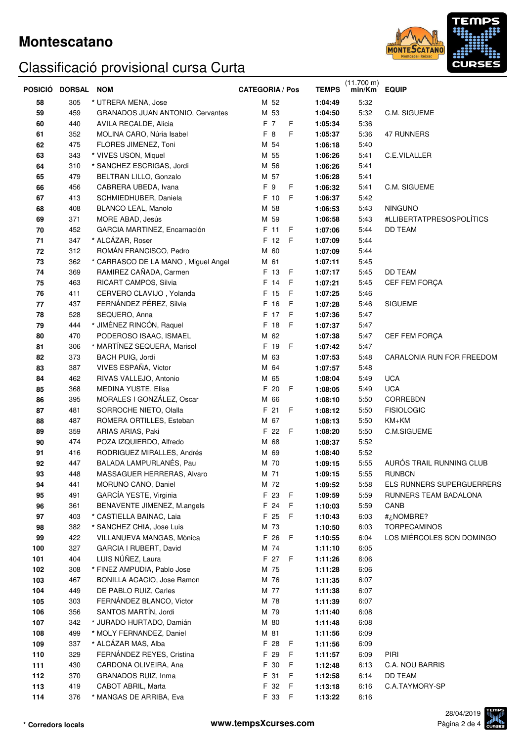# Montescatano

## Classificació provisional cursa Curta

| POSICIÓ | DORSAL | NOM | CATEGORIA / Pos | | TEMPS | (11.700 m) min/Km | EQUIP |
|---|---|---|---|---|---|---|---|
| 58 | 305 | * UTRERA MENA, Jose | M 52 | | **1:04:49** | 5:32 | |
| 59 | 459 | GRANADOS JUAN ANTONIO, Cervantes | M 53 | | **1:04:50** | 5:32 | C.M. SIGUEME |
| 60 | 440 | AVILA RECALDE, Alicia | F 7 | F | **1:05:34** | 5:36 | |
| 61 | 352 | MOLINA CARO, Núria Isabel | F 8 | F | **1:05:37** | 5:36 | 47 RUNNERS |
| 62 | 475 | FLORES JIMENEZ, Toni | M 54 | | **1:06:18** | 5:40 | |
| 63 | 343 | * VIVES USON, Miquel | M 55 | | **1:06:26** | 5:41 | C.E.VILALLER |
| 64 | 310 | * SANCHEZ ESCRIGAS, Jordi | M 56 | | **1:06:26** | 5:41 | |
| 65 | 479 | BELTRAN LILLO, Gonzalo | M 57 | | **1:06:28** | 5:41 | |
| 66 | 456 | CABRERA UBEDA, Ivana | F 9 | F | **1:06:32** | 5:41 | C.M. SIGUEME |
| 67 | 413 | SCHMIEDHUBER, Daniela | F 10 | F | **1:06:37** | 5:42 | |
| 68 | 408 | BLANCO LEAL, Manolo | M 58 | | **1:06:53** | 5:43 | NINGUNO |
| 69 | 371 | MORE ABAD, Jesús | M 59 | | **1:06:58** | 5:43 | #LLIBERTATPRESOSPOLÍTICS |
| 70 | 452 | GARCIA MARTINEZ, Encarnación | F 11 | F | **1:07:06** | 5:44 | DD TEAM |
| 71 | 347 | * ALCÁZAR, Roser | F 12 | F | **1:07:09** | 5:44 | |
| 72 | 312 | ROMÁN FRANCISCO, Pedro | M 60 | | **1:07:09** | 5:44 | |
| 73 | 362 | * CARRASCO DE LA MANO , Miguel Angel | M 61 | | **1:07:11** | 5:45 | |
| 74 | 369 | RAMIREZ CAÑADA, Carmen | F 13 | F | **1:07:17** | 5:45 | DD TEAM |
| 75 | 463 | RICART CAMPOS, Silvia | F 14 | F | **1:07:21** | 5:45 | CEF FEM FORÇA |
| 76 | 411 | CERVERO CLAVIJO , Yolanda | F 15 | F | **1:07:25** | 5:46 | |
| 77 | 437 | FERNÁNDEZ PÉREZ, Silvia | F 16 | F | **1:07:28** | 5:46 | SIGUEME |
| 78 | 528 | SEQUERO, Anna | F 17 | F | **1:07:36** | 5:47 | |
| 79 | 444 | * JIMÉNEZ RINCÓN, Raquel | F 18 | F | **1:07:37** | 5:47 | |
| 80 | 470 | PODEROSO ISAAC, ISMAEL | M 62 | | **1:07:38** | 5:47 | CEF FEM FORÇA |
| 81 | 306 | * MARTÍNEZ SEQUERA, Marisol | F 19 | F | **1:07:42** | 5:47 | |
| 82 | 373 | BACH PUIG, Jordi | M 63 | | **1:07:53** | 5:48 | CARALONIA RUN FOR FREEDOM |
| 83 | 387 | VIVES ESPAÑA, Victor | M 64 | | **1:07:57** | 5:48 | |
| 84 | 462 | RIVAS VALLEJO, Antonio | M 65 | | **1:08:04** | 5:49 | UCA |
| 85 | 368 | MEDINA YUSTE, Elisa | F 20 | F | **1:08:05** | 5:49 | UCA |
| 86 | 395 | MORALES I GONZÁLEZ, Oscar | M 66 | | **1:08:10** | 5:50 | CORREBDN |
| 87 | 481 | SORROCHE NIETO, Olalla | F 21 | F | **1:08:12** | 5:50 | FISIOLOGIC |
| 88 | 487 | ROMERA ORTILLES, Esteban | M 67 | | **1:08:13** | 5:50 | KM+KM |
| 89 | 359 | ARIAS ARIAS, Paki | F 22 | F | **1:08:20** | 5:50 | C.M.SIGUEME |
| 90 | 474 | POZA IZQUIERDO, Alfredo | M 68 | | **1:08:37** | 5:52 | |
| 91 | 416 | RODRIGUEZ MIRALLES, Andrés | M 69 | | **1:08:40** | 5:52 | |
| 92 | 447 | BALADA LAMPURLANÉS, Pau | M 70 | | **1:09:15** | 5:55 | AURÓS TRAIL RUNNING CLUB |
| 93 | 448 | MASSAGUER HERRERAS, Alvaro | M 71 | | **1:09:15** | 5:55 | RUNBCN |
| 94 | 441 | MORUNO CANO, Daniel | M 72 | | **1:09:52** | 5:58 | ELS RUNNERS SUPERGUERRERS |
| 95 | 491 | GARCÍA YESTE, Virginia | F 23 | F | **1:09:59** | 5:59 | RUNNERS TEAM BADALONA |
| 96 | 361 | BENAVENTE JIMENEZ, M.angels | F 24 | F | **1:10:03** | 5:59 | CANB |
| 97 | 403 | * CASTIELLA BAINAC, Laia | F 25 | F | **1:10:43** | 6:03 | #¿NOMBRE? |
| 98 | 382 | * SANCHEZ CHIA, Jose Luis | M 73 | | **1:10:50** | 6:03 | TORPECAMINOS |
| 99 | 422 | VILLANUEVA MANGAS, Mònica | F 26 | F | **1:10:55** | 6:04 | LOS MIÉRCOLES SON DOMINGO |
| 100 | 327 | GARCIA I RUBERT, David | M 74 | | **1:11:10** | 6:05 | |
| 101 | 404 | LUIS NÚÑEZ, Laura | F 27 | F | **1:11:26** | 6:06 | |
| 102 | 308 | * FINEZ AMPUDIA, Pablo Jose | M 75 | | **1:11:28** | 6:06 | |
| 103 | 467 | BONILLA ACACIO, Jose Ramon | M 76 | | **1:11:35** | 6:07 | |
| 104 | 449 | DE PABLO RUIZ, Carles | M 77 | | **1:11:38** | 6:07 | |
| 105 | 303 | FERNÁNDEZ BLANCO, Victor | M 78 | | **1:11:39** | 6:07 | |
| 106 | 356 | SANTOS MARTÍN, Jordi | M 79 | | **1:11:40** | 6:08 | |
| 107 | 342 | * JURADO HURTADO, Damián | M 80 | | **1:11:48** | 6:08 | |
| 108 | 499 | * MOLY FERNANDEZ, Daniel | M 81 | | **1:11:56** | 6:09 | |
| 109 | 337 | * ALCÁZAR MAS, Alba | F 28 | F | **1:11:56** | 6:09 | |
| 110 | 329 | FERNÁNDEZ REYES, Cristina | F 29 | F | **1:11:57** | 6:09 | PIRI |
| 111 | 430 | CARDONA OLIVEIRA, Ana | F 30 | F | **1:12:48** | 6:13 | C.A. NOU BARRIS |
| 112 | 370 | GRANADOS RUIZ, Inma | F 31 | F | **1:12:58** | 6:14 | DD TEAM |
| 113 | 419 | CABOT ABRIL, Marta | F 32 | F | **1:13:18** | 6:16 | C.A.TAYMORY-SP |
| 114 | 376 | * MANGAS DE ARRIBA, Eva | F 33 | F | **1:13:22** | 6:16 | |

**\* Corredors locals**

www.tempsXcurses.com

28/04/2019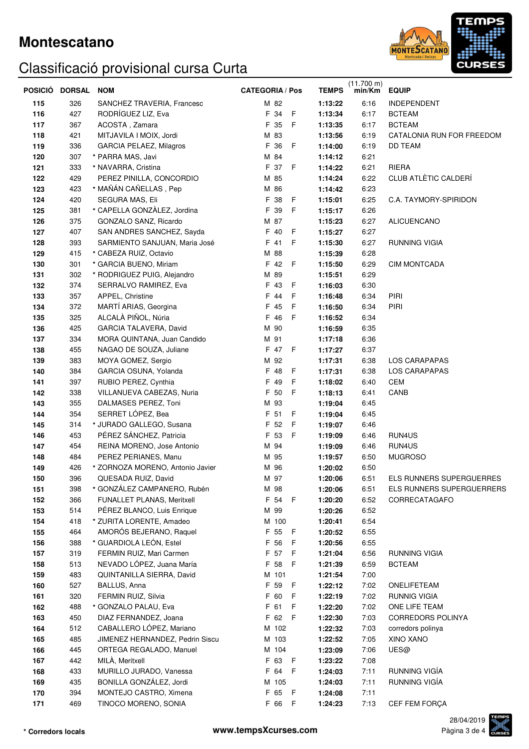# Montescatano

## Classificació provisional cursa Curta

| POSICIÓ | DORSAL | NOM | CATEGORIA / Pos | | | TEMPS | (11.700 m) min/Km | EQUIP |
|---|---|---|---|---|---|---|---|---|
| 115 | 326 | SANCHEZ TRAVERIA, Francesc | M | 82 | | **1:13:22** | 6:16 | INDEPENDENT |
| 116 | 427 | RODRÍGUEZ LIZ, Eva | F | 34 | F | **1:13:34** | 6:17 | BCTEAM |
| 117 | 367 | ACOSTA , Zamara | F | 35 | F | **1:13:35** | 6:17 | BCTEAM |
| 118 | 421 | MITJAVILA I MOIX, Jordi | M | 83 | | **1:13:56** | 6:19 | CATALONIA RUN FOR FREEDOM |
| 119 | 336 | GARCIA PELAEZ, Milagros | F | 36 | F | **1:14:00** | 6:19 | DD TEAM |
| 120 | 307 | * PARRA MAS, Javi | M | 84 | | **1:14:12** | 6:21 | |
| 121 | 333 | * NAVARRA, Cristina | F | 37 | F | **1:14:22** | 6:21 | RIERA |
| 122 | 429 | PEREZ PINILLA, CONCORDIO | M | 85 | | **1:14:24** | 6:22 | CLUB ATLÈTIC CALDERÍ |
| 123 | 423 | * MAÑÁN CAÑELLAS , Pep | M | 86 | | **1:14:42** | 6:23 | |
| 124 | 420 | SEGURA MAS, Eli | F | 38 | F | **1:15:01** | 6:25 | C.A. TAYMORY-SPIRIDON |
| 125 | 381 | * CAPELLA GONZÀLEZ, Jordina | F | 39 | F | **1:15:17** | 6:26 | |
| 126 | 375 | GONZALO SANZ, Ricardo | M | 87 | | **1:15:23** | 6:27 | ALICUENCANO |
| 127 | 407 | SAN ANDRES SANCHEZ, Sayda | F | 40 | F | **1:15:27** | 6:27 | |
| 128 | 393 | SARMIENTO SANJUAN, Maria José | F | 41 | F | **1:15:30** | 6:27 | RUNNING VIGIA |
| 129 | 415 | * CABEZA RUIZ, Octavio | M | 88 | | **1:15:39** | 6:28 | |
| 130 | 301 | * GARCIA BUENO, Miriam | F | 42 | F | **1:15:50** | 6:29 | CIM MONTCADA |
| 131 | 302 | * RODRIGUEZ PUIG, Alejandro | M | 89 | | **1:15:51** | 6:29 | |
| 132 | 374 | SERRALVO RAMIREZ, Eva | F | 43 | F | **1:16:03** | 6:30 | |
| 133 | 357 | APPEL, Christine | F | 44 | F | **1:16:48** | 6:34 | PIRI |
| 134 | 372 | MARTÍ ARIAS, Georgina | F | 45 | F | **1:16:50** | 6:34 | PIRI |
| 135 | 325 | ALCALÀ PIÑOL, Núria | F | 46 | F | **1:16:52** | 6:34 | |
| 136 | 425 | GARCIA TALAVERA, David | M | 90 | | **1:16:59** | 6:35 | |
| 137 | 334 | MORA QUINTANA, Juan Candido | M | 91 | | **1:17:18** | 6:36 | |
| 138 | 455 | NAGAO DE SOUZA, Juliane | F | 47 | F | **1:17:27** | 6:37 | |
| 139 | 383 | MOYA GOMEZ, Sergio | M | 92 | | **1:17:31** | 6:38 | LOS CARAPAPAS |
| 140 | 384 | GARCIA OSUNA, Yolanda | F | 48 | F | **1:17:31** | 6:38 | LOS CARAPAPAS |
| 141 | 397 | RUBIO PEREZ, Cynthia | F | 49 | F | **1:18:02** | 6:40 | CEM |
| 142 | 338 | VILLANUEVA CABEZAS, Nuria | F | 50 | F | **1:18:13** | 6:41 | CANB |
| 143 | 355 | DALMASES PEREZ, Toni | M | 93 | | **1:19:04** | 6:45 | |
| 144 | 354 | SERRET LÓPEZ, Bea | F | 51 | F | **1:19:04** | 6:45 | |
| 145 | 314 | * JURADO GALLEGO, Susana | F | 52 | F | **1:19:07** | 6:46 | |
| 146 | 453 | PÉREZ SÁNCHEZ, Patricia | F | 53 | F | **1:19:09** | 6:46 | RUN4US |
| 147 | 454 | REINA MORENO, Jose Antonio | M | 94 | | **1:19:09** | 6:46 | RUN4US |
| 148 | 484 | PEREZ PERIANES, Manu | M | 95 | | **1:19:57** | 6:50 | MUGROSO |
| 149 | 426 | * ZORNOZA MORENO, Antonio Javier | M | 96 | | **1:20:02** | 6:50 | |
| 150 | 396 | QUESADA RUIZ, David | M | 97 | | **1:20:06** | 6:51 | ELS RUNNERS SUPERGUERRES |
| 151 | 398 | * GONZÁLEZ CAMPANERO, Rubén | M | 98 | | **1:20:06** | 6:51 | ELS RUNNERS SUPERGUERRERS |
| 152 | 366 | FUNALLET PLANAS, Meritxell | F | 54 | F | **1:20:20** | 6:52 | CORRECATAGAFO |
| 153 | 514 | PÉREZ BLANCO, Luis Enrique | M | 99 | | **1:20:26** | 6:52 | |
| 154 | 418 | * ZURITA LORENTE, Amadeo | M | 100 | | **1:20:41** | 6:54 | |
| 155 | 464 | AMORÓS BEJERANO, Raquel | F | 55 | F | **1:20:52** | 6:55 | |
| 156 | 388 | * GUARDIOLA LEÓN, Estel | F | 56 | F | **1:20:56** | 6:55 | |
| 157 | 319 | FERMIN RUIZ, Mari Carmen | F | 57 | F | **1:21:04** | 6:56 | RUNNING VIGIA |
| 158 | 513 | NEVADO LÓPEZ, Juana María | F | 58 | F | **1:21:39** | 6:59 | BCTEAM |
| 159 | 483 | QUINTANILLA SIERRA, David | M | 101 | | **1:21:54** | 7:00 | |
| 160 | 527 | BALLUS, Anna | F | 59 | F | **1:22:12** | 7:02 | ONELIFETEAM |
| 161 | 320 | FERMIN RUIZ, Silvia | F | 60 | F | **1:22:19** | 7:02 | RUNNIG VIGIA |
| 162 | 488 | * GONZALO PALAU, Eva | F | 61 | F | **1:22:20** | 7:02 | ONE LIFE TEAM |
| 163 | 450 | DIAZ FERNANDEZ, Joana | F | 62 | F | **1:22:30** | 7:03 | CORREDORS POLINYA |
| 164 | 512 | CABALLERO LÓPEZ, Mariano | M | 102 | | **1:22:32** | 7:03 | corredors polinya |
| 165 | 485 | JIMENEZ HERNANDEZ, Pedrin Siscu | M | 103 | | **1:22:52** | 7:05 | XINO XANO |
| 166 | 445 | ORTEGA REGALADO, Manuel | M | 104 | | **1:23:09** | 7:06 | UES@ |
| 167 | 442 | MILÀ, Meritxell | F | 63 | F | **1:23:22** | 7:08 | |
| 168 | 433 | MURILLO JURADO, Vanessa | F | 64 | F | **1:24:03** | 7:11 | RUNNING VIGÍA |
| 169 | 435 | BONILLA GONZÁLEZ, Jordi | M | 105 | | **1:24:03** | 7:11 | RUNNING VIGÍA |
| 170 | 394 | MONTEJO CASTRO, Ximena | F | 65 | F | **1:24:08** | 7:11 | |
| 171 | 469 | TINOCO MORENO, SONIA | F | 66 | F | **1:24:23** | 7:13 | CEF FEM FORÇA |

**\* Corredors locals**

**www.tempsXcurses.com**

28/04/2019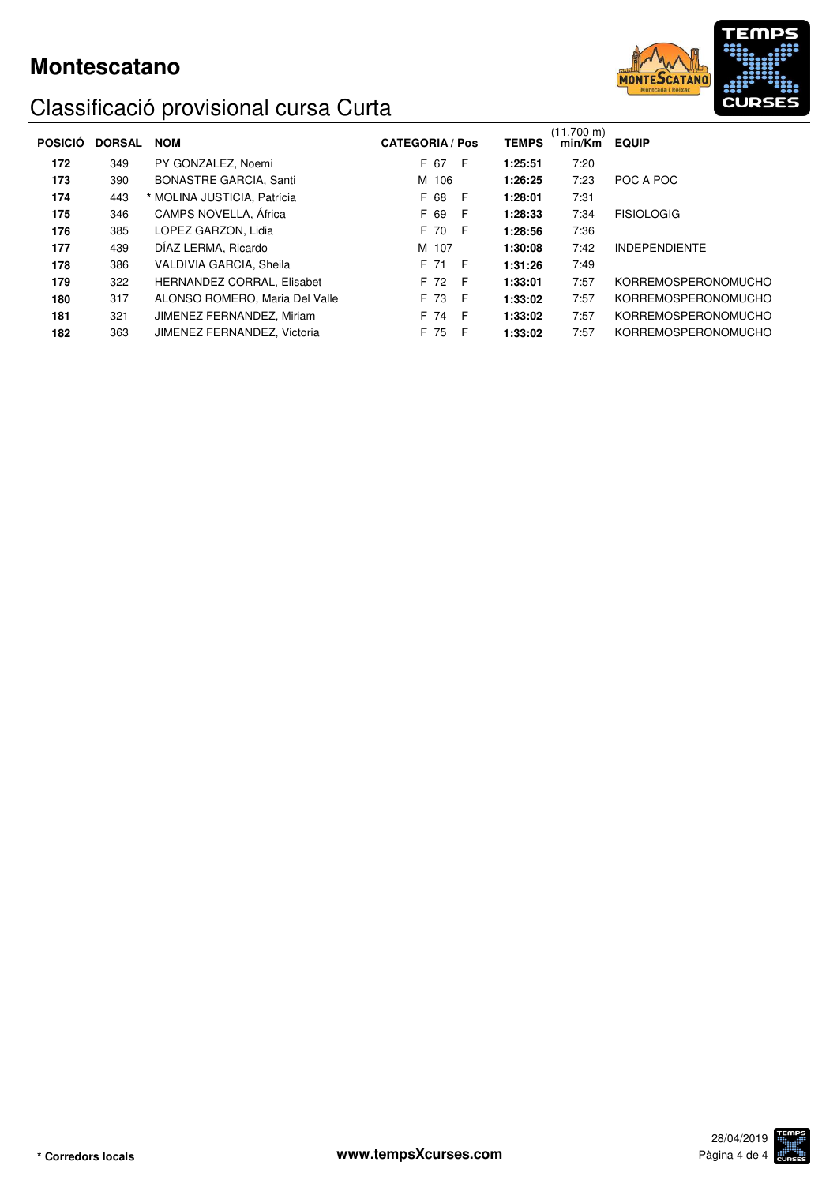# Montescatano

## Classificació provisional cursa Curta

| POSICIÓ | DORSAL | NOM | CATEGORIA / Pos | | TEMPS | (11.700 m) min/Km | EQUIP |
|---|---|---|---|---|---|---|---|
| **172** | 349 | PY GONZALEZ, Noemi | F 67 | F | **1:25:51** | 7:20 | |
| **173** | 390 | BONASTRE GARCIA, Santi | M 106 | | **1:26:25** | 7:23 | POC A POC |
| **174** | 443 | * MOLINA JUSTICIA, Patrícia | F 68 | F | **1:28:01** | 7:31 | |
| **175** | 346 | CAMPS NOVELLA, África | F 69 | F | **1:28:33** | 7:34 | FISIOLOGIG |
| **176** | 385 | LOPEZ GARZON, Lidia | F 70 | F | **1:28:56** | 7:36 | |
| **177** | 439 | DÍAZ LERMA, Ricardo | M 107 | | **1:30:08** | 7:42 | INDEPENDIENTE |
| **178** | 386 | VALDIVIA GARCIA, Sheila | F 71 | F | **1:31:26** | 7:49 | |
| **179** | 322 | HERNANDEZ CORRAL, Elisabet | F 72 | F | **1:33:01** | 7:57 | KORREMOSPERONOMUCHO |
| **180** | 317 | ALONSO ROMERO, Maria Del Valle | F 73 | F | **1:33:02** | 7:57 | KORREMOSPERONOMUCHO |
| **181** | 321 | JIMENEZ FERNANDEZ, Miriam | F 74 | F | **1:33:02** | 7:57 | KORREMOSPERONOMUCHO |
| **182** | 363 | JIMENEZ FERNANDEZ, Victoria | F 75 | F | **1:33:02** | 7:57 | KORREMOSPERONOMUCHO |

**\* Corredors locals**

**www.tempsXcurses.com**

28/04/2019